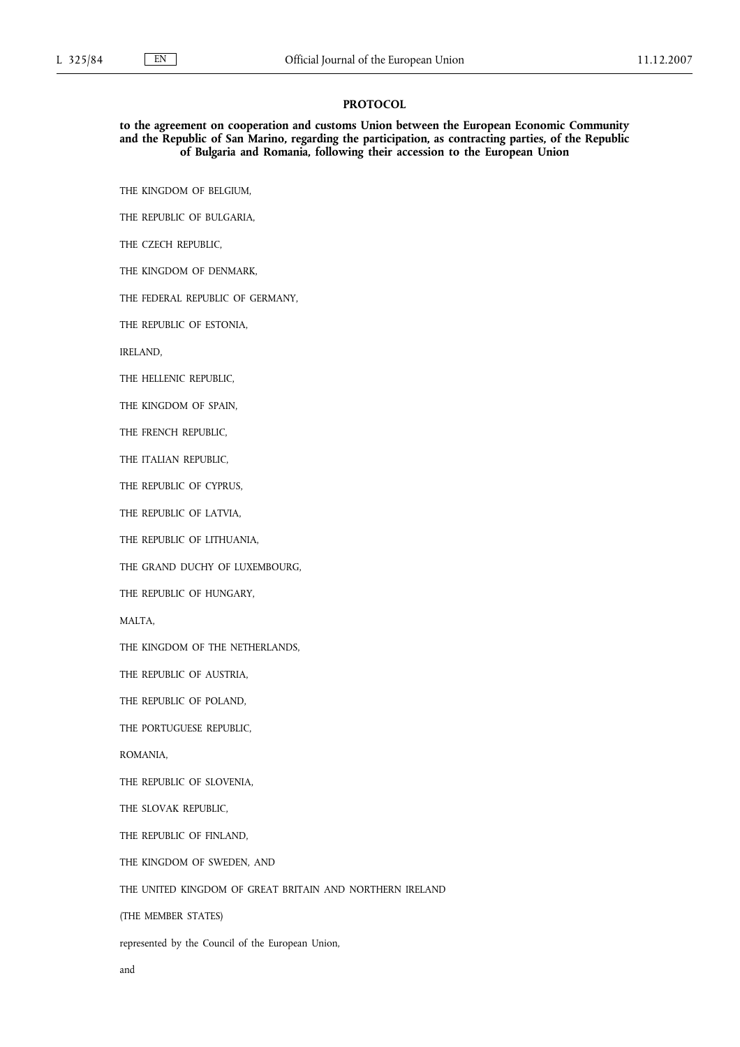# PROTOCOL

## to the agreement on cooperation and customs Union between the European Economic Community and the Republic of San Marino, regarding the participation, as contracting parties, of the Republic of Bulgaria and Romania, following their accession to the European Union

THE KINGDOM OF BELGIUM,

THE REPUBLIC OF BULGARIA,

THE CZECH REPUBLIC,

THE KINGDOM OF DENMARK,

THE FEDERAL REPUBLIC OF GERMANY,

THE REPUBLIC OF ESTONIA,

IRELAND,

THE HELLENIC REPUBLIC,

THE KINGDOM OF SPAIN,

THE FRENCH REPUBLIC,

THE ITALIAN REPUBLIC,

THE REPUBLIC OF CYPRUS,

THE REPUBLIC OF LATVIA,

THE REPUBLIC OF LITHUANIA,

THE GRAND DUCHY OF LUXEMBOURG,

THE REPUBLIC OF HUNGARY,

MALTA,

THE KINGDOM OF THE NETHERLANDS,

THE REPUBLIC OF AUSTRIA,

THE REPUBLIC OF POLAND,

THE PORTUGUESE REPUBLIC,

ROMANIA,

THE REPUBLIC OF SLOVENIA,

THE SLOVAK REPUBLIC,

THE REPUBLIC OF FINLAND,

THE KINGDOM OF SWEDEN, AND

THE UNITED KINGDOM OF GREAT BRITAIN AND NORTHERN IRELAND

(THE MEMBER STATES)

represented by the Council of the European Union,

and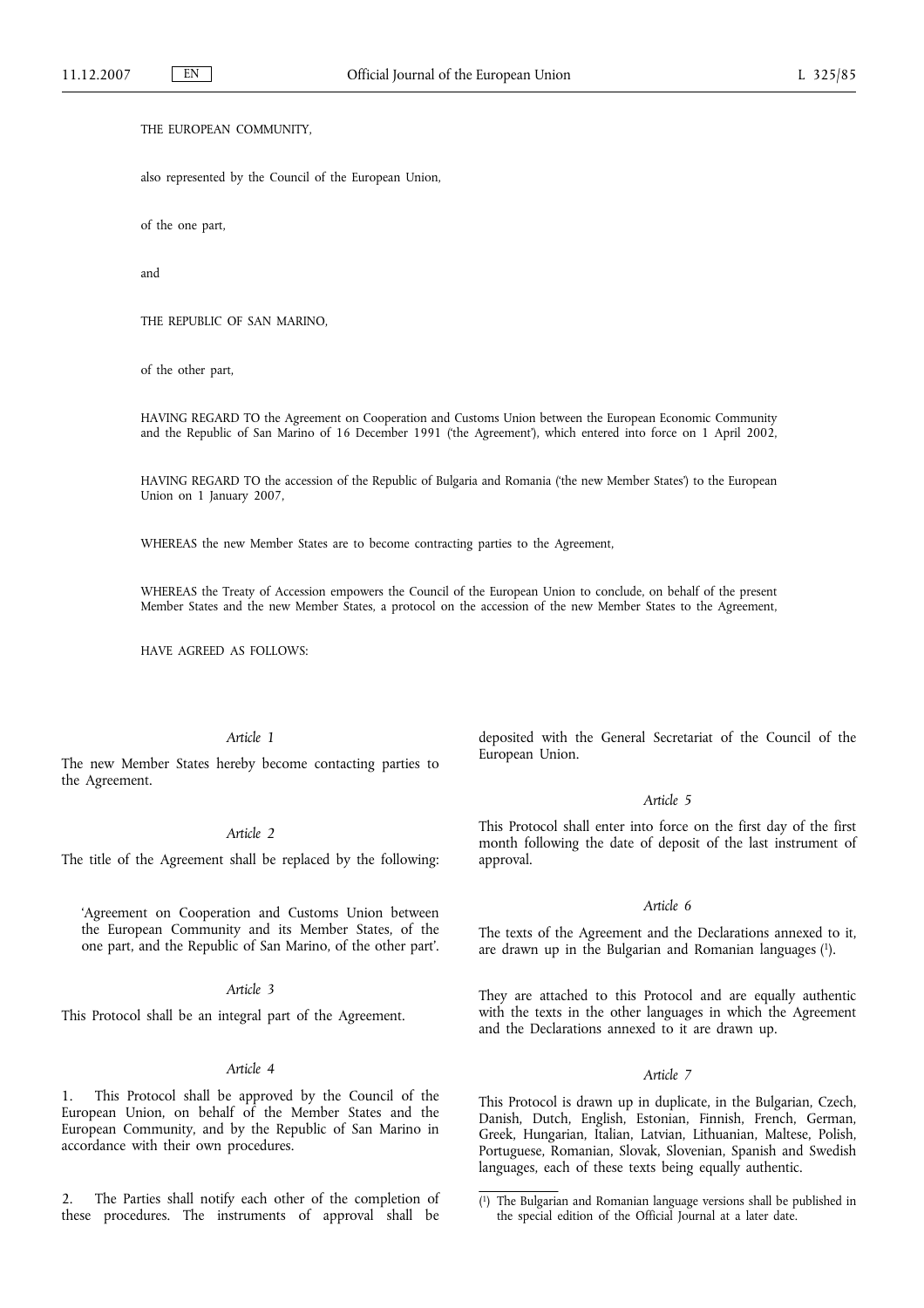THE EUROPEAN COMMUNITY,

also represented by the Council of the European Union,

of the one part,

and

THE REPUBLIC OF SAN MARINO,

of the other part,

HAVING REGARD TO the Agreement on Cooperation and Customs Union between the European Economic Community and the Republic of San Marino of 16 December 1991 ('the Agreement'), which entered into force on 1 April 2002,

HAVING REGARD TO the accession of the Republic of Bulgaria and Romania ('the new Member States') to the European Union on 1 January 2007,

WHEREAS the new Member States are to become contracting parties to the Agreement,

WHEREAS the Treaty of Accession empowers the Council of the European Union to conclude, on behalf of the present Member States and the new Member States, a protocol on the accession of the new Member States to the Agreement,

HAVE AGREED AS FOLLOWS:

*Article 1*

The new Member States hereby become contacting parties to the Agreement.

*Article 2*

The title of the Agreement shall be replaced by the following:

'Agreement on Cooperation and Customs Union between the European Community and its Member States, of the one part, and the Republic of San Marino, of the other part'.

*Article 3*

This Protocol shall be an integral part of the Agreement.

*Article 4*

1. This Protocol shall be approved by the Council of the European Union, on behalf of the Member States and the European Community, and by the Republic of San Marino in accordance with their own procedures.

2. The Parties shall notify each other of the completion of these procedures. The instruments of approval shall be deposited with the General Secretariat of the Council of the European Union.

*Article 5*

This Protocol shall enter into force on the first day of the first month following the date of deposit of the last instrument of approval.

*Article 6*

The texts of the Agreement and the Declarations annexed to it, are drawn up in the Bulgarian and Romanian languages [1].

They are attached to this Protocol and are equally authentic with the texts in the other languages in which the Agreement and the Declarations annexed to it are drawn up.

*Article 7*

This Protocol is drawn up in duplicate, in the Bulgarian, Czech, Danish, Dutch, English, Estonian, Finnish, French, German, Greek, Hungarian, Italian, Latvian, Lithuanian, Maltese, Polish, Portuguese, Romanian, Slovak, Slovenian, Spanish and Swedish languages, each of these texts being equally authentic.

---

[1] The Bulgarian and Romanian language versions shall be published in the special edition of the Official Journal at a later date.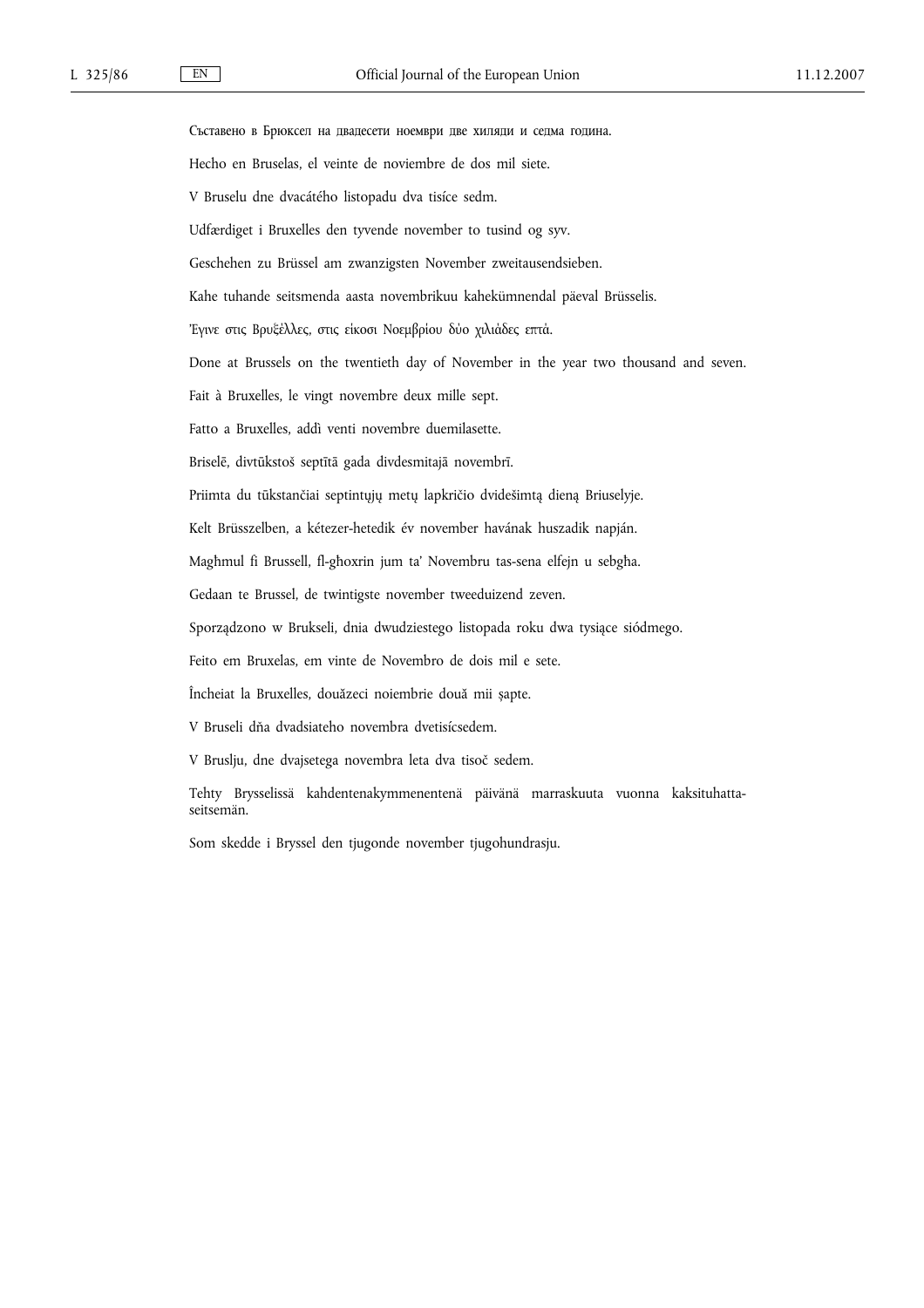Съставено в Брюксел на двадесети ноември две хиляди и седма година.

Hecho en Bruselas, el veinte de noviembre de dos mil siete.

V Bruselu dne dvacátého listopadu dva tisíce sedm.

Udfærdiget i Bruxelles den tyvende november to tusind og syv.

Geschehen zu Brüssel am zwanzigsten November zweitausendsieben.

Kahe tuhande seitsmenda aasta novembrikuu kahekümnendal päeval Brüsselis.

Έγινε στις Βρυξέλλες, στις είκοσι Νοεμβρίου δύο χιλιάδες επτά.

Done at Brussels on the twentieth day of November in the year two thousand and seven.

Fait à Bruxelles, le vingt novembre deux mille sept.

Fatto a Bruxelles, addì venti novembre duemilasette.

Briselē, divtūkstoš septītā gada divdesmitajā novembrī.

Priimta du tūkstančiai septintųjų metų lapkričio dvidešimtą dieną Briuselyje.

Kelt Brüsszelben, a kétezer-hetedik év november havának huszadik napján.

Magħmul fi Brussell, fl-għoxrin jum ta' Novembru tas-sena elfejn u sebgħa.

Gedaan te Brussel, de twintigste november tweeduizend zeven.

Sporządzono w Brukseli, dnia dwudziestego listopada roku dwa tysiące siódmego.

Feito em Bruxelas, em vinte de Novembro de dois mil e sete.

Încheiat la Bruxelles, douăzeci noiembrie două mii şapte.

V Bruseli dňa dvadsiateho novembra dvetisícsedem.

V Bruslju, dne dvajsetega novembra leta dva tisoč sedem.

Tehty Brysselissä kahdentenakymmenentenä päivänä marraskuuta vuonna kaksituhattaseitsemän.

Som skedde i Bryssel den tjugonde november tjugohundrasju.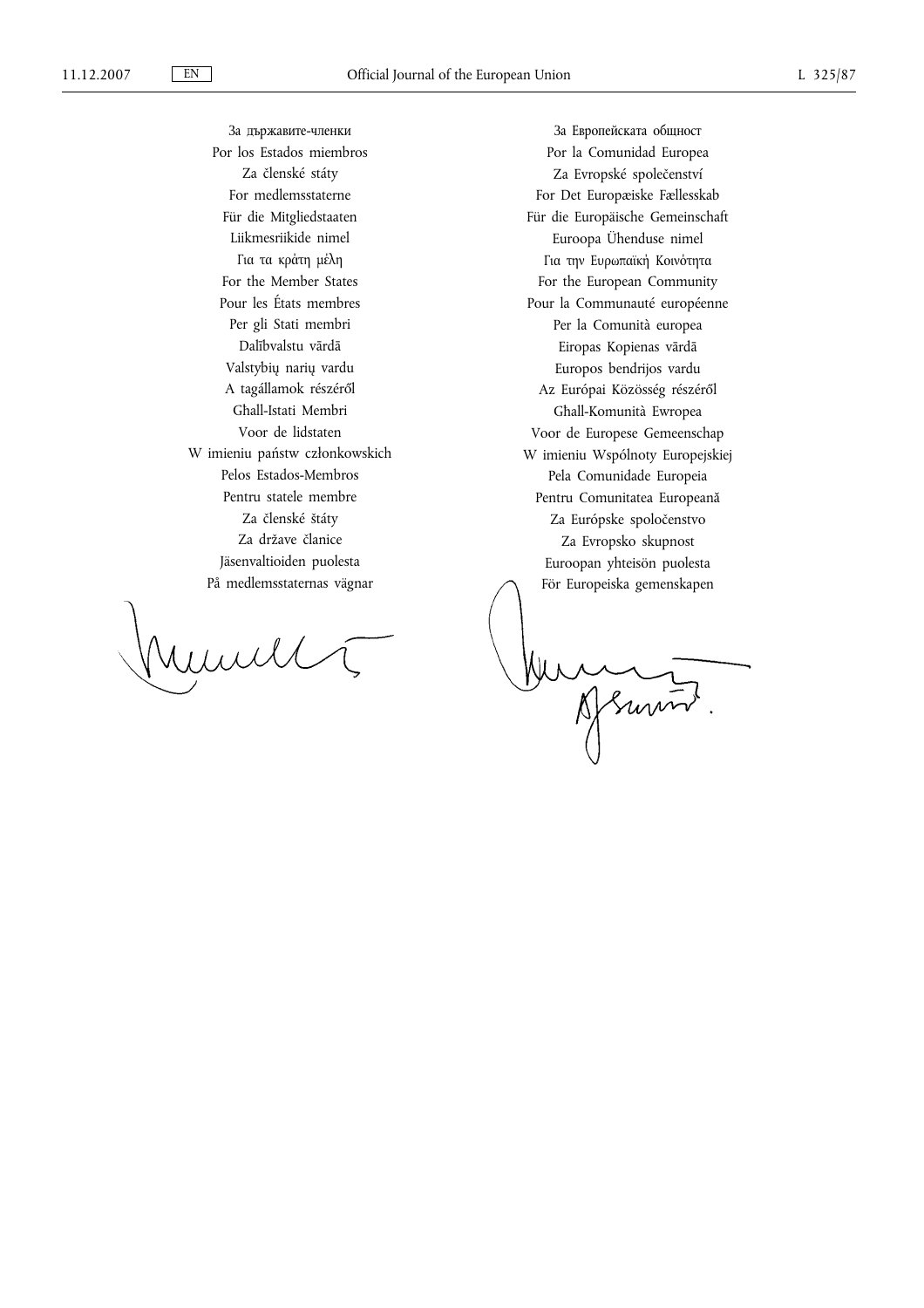За държавите-членки
Por los Estados miembros
Za členské státy
For medlemsstaterne
Für die Mitgliedstaaten
Liikmesriikide nimel
Για τα κράτη μέλη
For the Member States
Pour les États membres
Per gli Stati membri
Dalībvalstu vārdā
Valstybių narių vardu
A tagállamok részéről
Għall-Istati Membri
Voor de lidstaten
W imieniu państw członkowskich
Pelos Estados-Membros
Pentru statele membre
Za členské štáty
Za države članice
Jäsenvaltioiden puolesta
På medlemsstaternas vägnar

За Европейската общност
Por la Comunidad Europea
Za Evropské společenství
For Det Europæiske Fællesskab
Für die Europäische Gemeinschaft
Euroopa Ühenduse nimel
Για την Ευρωπαϊκή Κοινότητα
For the European Community
Pour la Communauté européenne
Per la Comunità europea
Eiropas Kopienas vārdā
Europos bendrijos vardu
Az Európai Közösség részéről
Għall-Komunità Ewropea
Voor de Europese Gemeenschap
W imieniu Wspólnoty Europejskiej
Pela Comunidade Europeia
Pentru Comunitatea Europeană
Za Európske spoločenstvo
Za Evropsko skupnost
Euroopan yhteisön puolesta
För Europeiska gemenskapen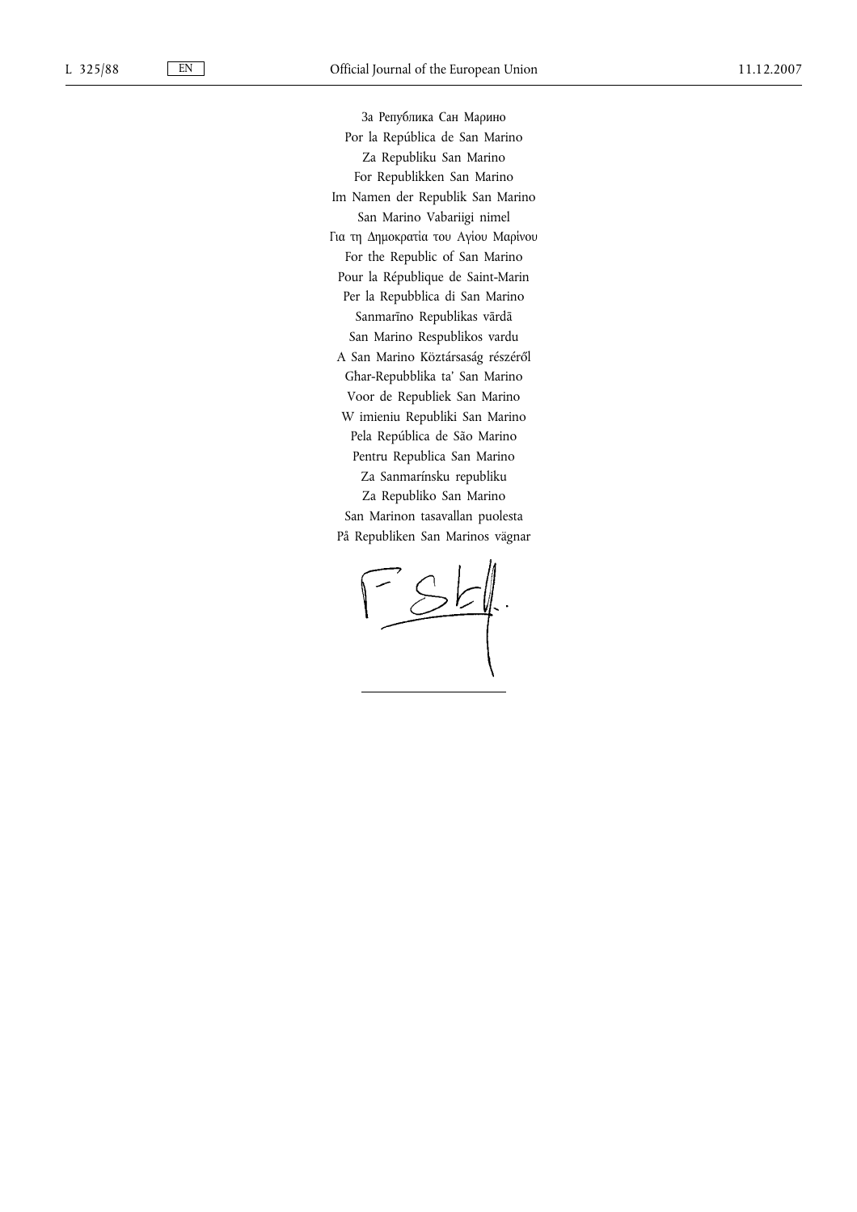За Република Сан Марино
Por la República de San Marino
Za Republiku San Marino
For Republikken San Marino
Im Namen der Republik San Marino
San Marino Vabariigi nimel
Για τη Δημοκρατία του Αγίου Μαρίνου
For the Republic of San Marino
Pour la République de Saint-Marin
Per la Repubblica di San Marino
Sanmarīno Republikas vārdā
San Marino Respublikos vardu
A San Marino Köztársaság részéről
Għar-Repubblika ta' San Marino
Voor de Republiek San Marino
W imieniu Republiki San Marino
Pela República de São Marino
Pentru Republica San Marino
Za Sanmarínsku republiku
Za Republiko San Marino
San Marinon tasavallan puolesta
På Republiken San Marinos vägnar